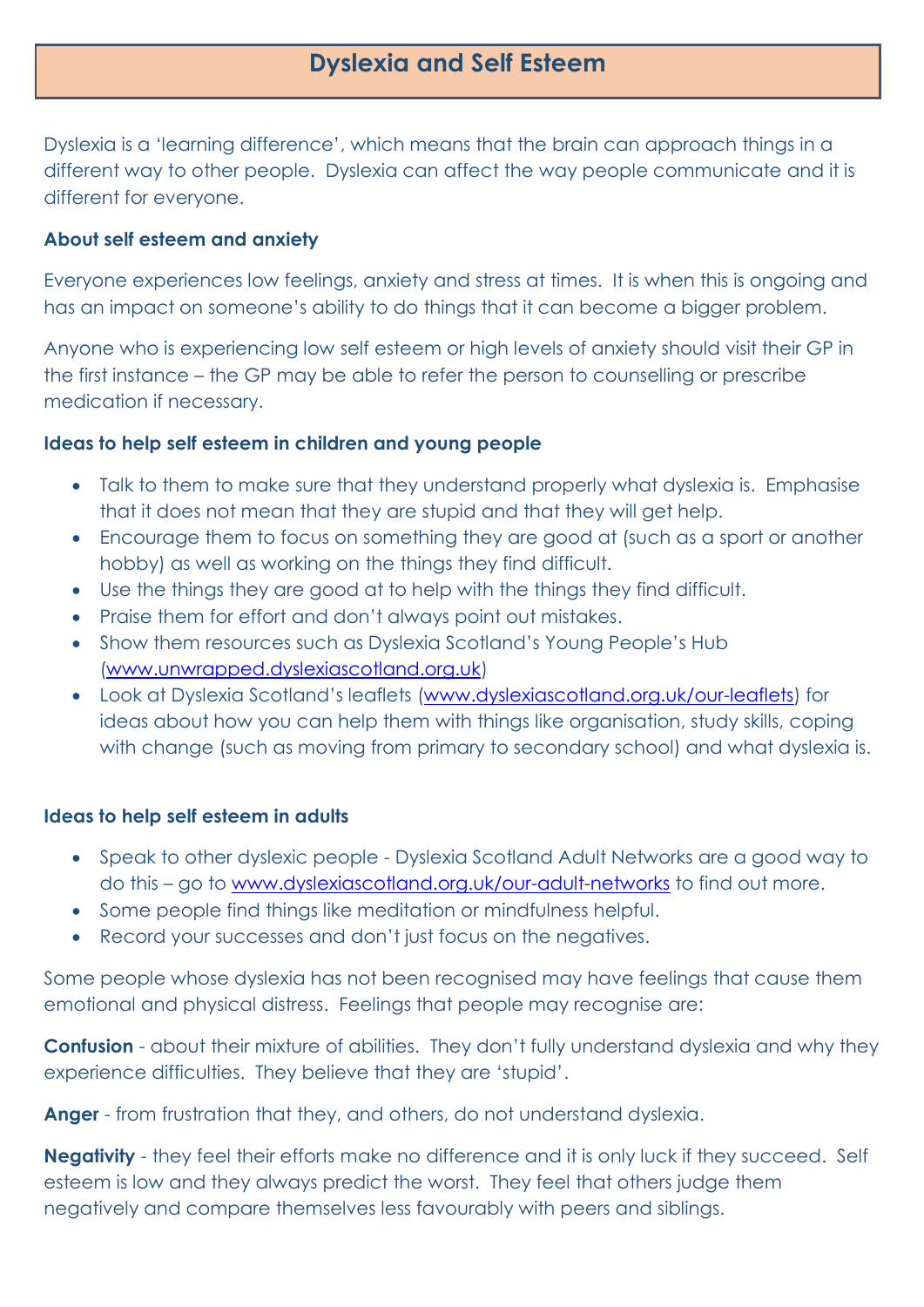# Dyslexia and Self Esteem

Dyslexia is a 'learning difference', which means that the brain can approach things in a different way to other people. Dyslexia can affect the way people communicate and it is different for everyone.

**About self esteem and anxiety**

Everyone experiences low feelings, anxiety and stress at times. It is when this is ongoing and has an impact on someone's ability to do things that it can become a bigger problem.

Anyone who is experiencing low self esteem or high levels of anxiety should visit their GP in the first instance – the GP may be able to refer the person to counselling or prescribe medication if necessary.

**Ideas to help self esteem in children and young people**

- Talk to them to make sure that they understand properly what dyslexia is. Emphasise that it does not mean that they are stupid and that they will get help.
- Encourage them to focus on something they are good at (such as a sport or another hobby) as well as working on the things they find difficult.
- Use the things they are good at to help with the things they find difficult.
- Praise them for effort and don't always point out mistakes.
- Show them resources such as Dyslexia Scotland's Young People's Hub (www.unwrapped.dyslexiascotland.org.uk)
- Look at Dyslexia Scotland's leaflets (www.dyslexiascotland.org.uk/our-leaflets) for ideas about how you can help them with things like organisation, study skills, coping with change (such as moving from primary to secondary school) and what dyslexia is.

**Ideas to help self esteem in adults**

- Speak to other dyslexic people - Dyslexia Scotland Adult Networks are a good way to do this – go to www.dyslexiascotland.org.uk/our-adult-networks to find out more.
- Some people find things like meditation or mindfulness helpful.
- Record your successes and don't just focus on the negatives.

Some people whose dyslexia has not been recognised may have feelings that cause them emotional and physical distress. Feelings that people may recognise are:

**Confusion** - about their mixture of abilities. They don't fully understand dyslexia and why they experience difficulties. They believe that they are 'stupid'.

**Anger** - from frustration that they, and others, do not understand dyslexia.

**Negativity** - they feel their efforts make no difference and it is only luck if they succeed. Self esteem is low and they always predict the worst. They feel that others judge them negatively and compare themselves less favourably with peers and siblings.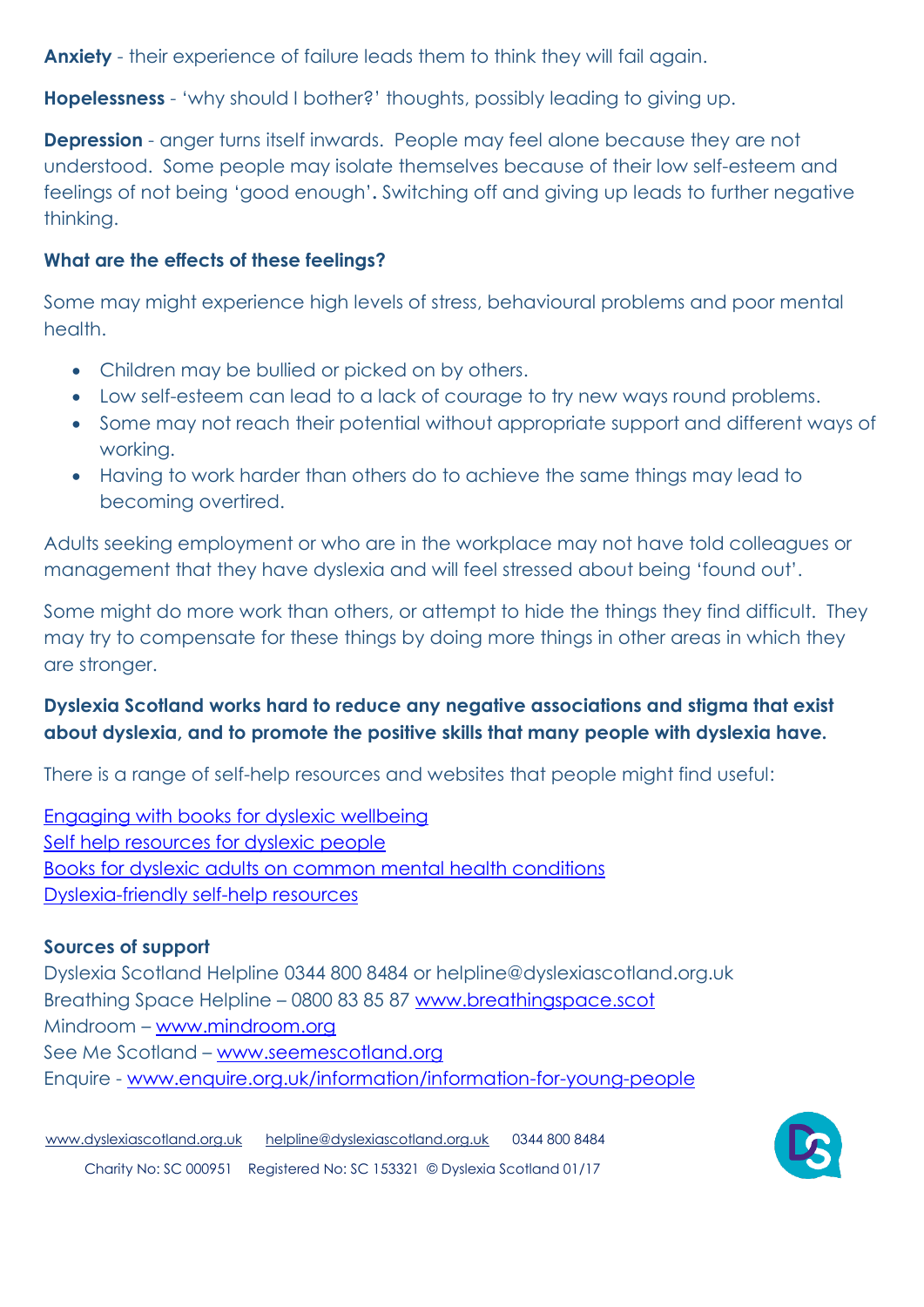**Anxiety** - their experience of failure leads them to think they will fail again.

**Hopelessness** - 'why should I bother?' thoughts, possibly leading to giving up.

**Depression** - anger turns itself inwards. People may feel alone because they are not understood. Some people may isolate themselves because of their low self-esteem and feelings of not being 'good enough'. Switching off and giving up leads to further negative thinking.

**What are the effects of these feelings?**

Some may might experience high levels of stress, behavioural problems and poor mental health.

- Children may be bullied or picked on by others.
- Low self-esteem can lead to a lack of courage to try new ways round problems.
- Some may not reach their potential without appropriate support and different ways of working.
- Having to work harder than others do to achieve the same things may lead to becoming overtired.

Adults seeking employment or who are in the workplace may not have told colleagues or management that they have dyslexia and will feel stressed about being 'found out'.

Some might do more work than others, or attempt to hide the things they find difficult. They may try to compensate for these things by doing more things in other areas in which they are stronger.

**Dyslexia Scotland works hard to reduce any negative associations and stigma that exist about dyslexia, and to promote the positive skills that many people with dyslexia have.**

There is a range of self-help resources and websites that people might find useful:

Engaging with books for dyslexic wellbeing
Self help resources for dyslexic people
Books for dyslexic adults on common mental health conditions
Dyslexia-friendly self-help resources

**Sources of support**

Dyslexia Scotland Helpline 0344 800 8484 or helpline@dyslexiascotland.org.uk
Breathing Space Helpline – 0800 83 85 87 www.breathingspace.scot
Mindroom – www.mindroom.org
See Me Scotland – www.seemescotland.org
Enquire - www.enquire.org.uk/information/information-for-young-people

www.dyslexiascotland.org.uk helpline@dyslexiascotland.org.uk 0344 800 8484
Charity No: SC 000951 Registered No: SC 153321 © Dyslexia Scotland 01/17